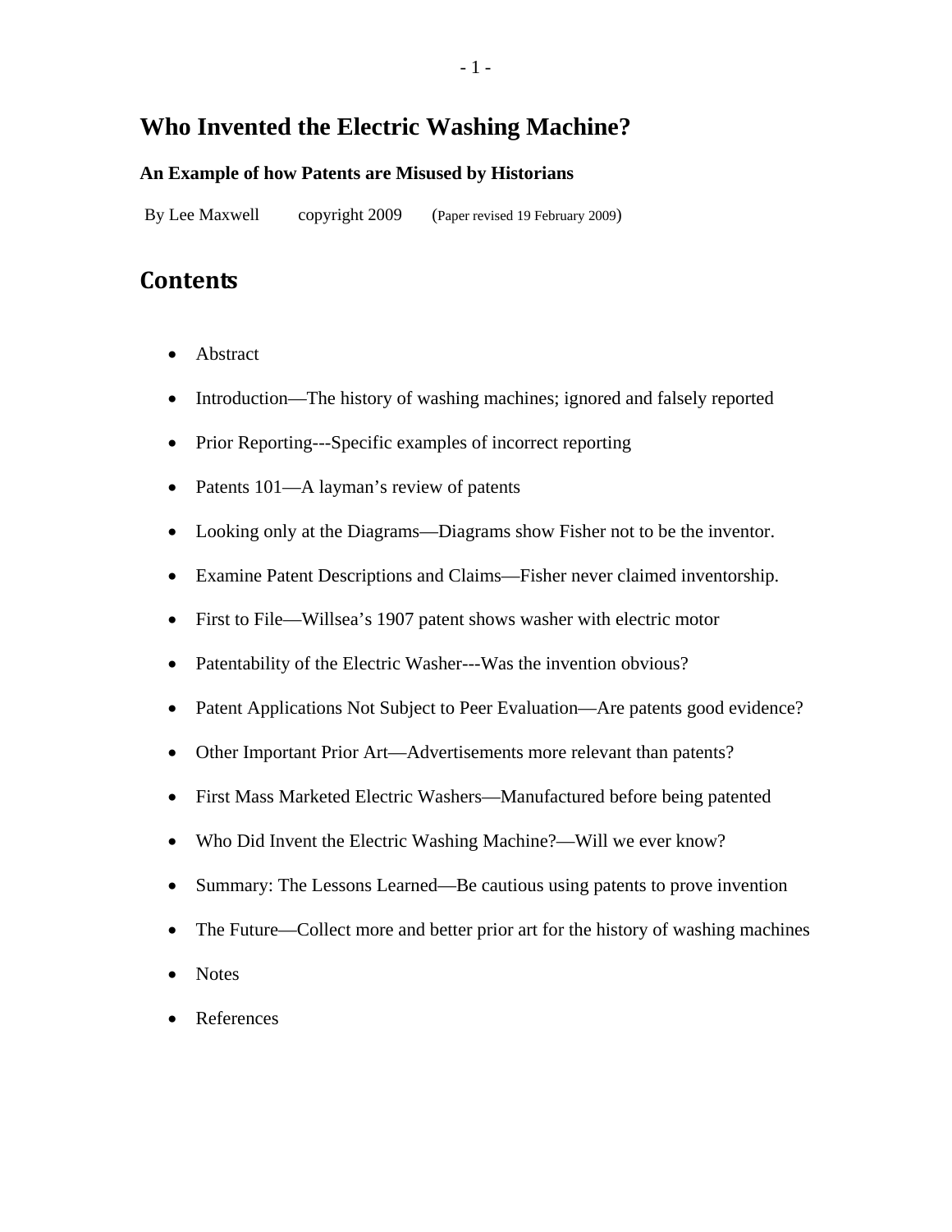# Who Invented the Electric Washing Machine?

### An Example of how Patents are Misused by Historians

By Lee Maxwell copyright 2009 (Paper revised 19 February 2009)

## Contents

- Abstract
- Introduction—The history of washing machines; ignored and falsely reported
- Prior Reporting---Specific examples of incorrect reporting
- Patents 101—A layman's review of patents
- Looking only at the Diagrams—Diagrams show Fisher not to be the inventor.
- Examine Patent Descriptions and Claims—Fisher never claimed inventorship.
- First to File—Willsea's 1907 patent shows washer with electric motor
- Patentability of the Electric Washer---Was the invention obvious?
- Patent Applications Not Subject to Peer Evaluation—Are patents good evidence?
- Other Important Prior Art—Advertisements more relevant than patents?
- First Mass Marketed Electric Washers—Manufactured before being patented
- Who Did Invent the Electric Washing Machine?—Will we ever know?
- Summary: The Lessons Learned—Be cautious using patents to prove invention
- The Future—Collect more and better prior art for the history of washing machines
- Notes
- References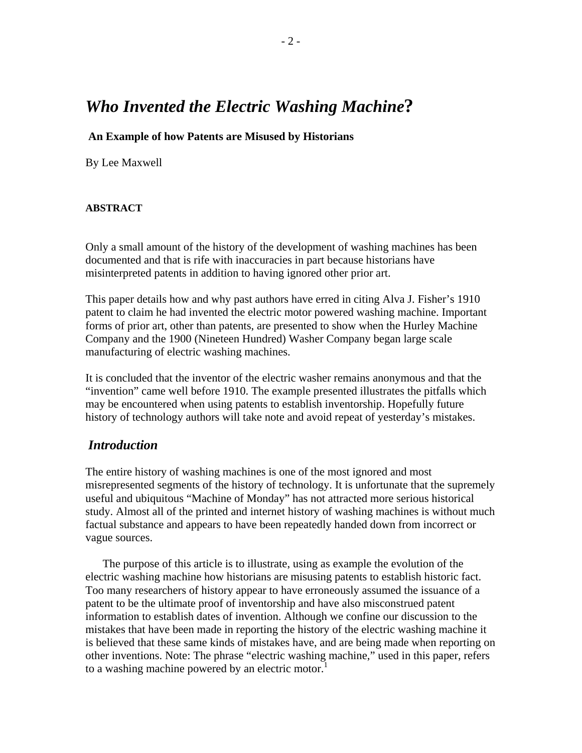# *Who Invented the Electric Washing Machine*?

**An Example of how Patents are Misused by Historians**

By Lee Maxwell

**ABSTRACT**

Only a small amount of the history of the development of washing machines has been documented and that is rife with inaccuracies in part because historians have misinterpreted patents in addition to having ignored other prior art.

This paper details how and why past authors have erred in citing Alva J. Fisher's 1910 patent to claim he had invented the electric motor powered washing machine. Important forms of prior art, other than patents, are presented to show when the Hurley Machine Company and the 1900 (Nineteen Hundred) Washer Company began large scale manufacturing of electric washing machines.

It is concluded that the inventor of the electric washer remains anonymous and that the "invention" came well before 1910. The example presented illustrates the pitfalls which may be encountered when using patents to establish inventorship. Hopefully future history of technology authors will take note and avoid repeat of yesterday's mistakes.

## *Introduction*

The entire history of washing machines is one of the most ignored and most misrepresented segments of the history of technology. It is unfortunate that the supremely useful and ubiquitous "Machine of Monday" has not attracted more serious historical study. Almost all of the printed and internet history of washing machines is without much factual substance and appears to have been repeatedly handed down from incorrect or vague sources.

The purpose of this article is to illustrate, using as example the evolution of the electric washing machine how historians are misusing patents to establish historic fact. Too many researchers of history appear to have erroneously assumed the issuance of a patent to be the ultimate proof of inventorship and have also misconstrued patent information to establish dates of invention. Although we confine our discussion to the mistakes that have been made in reporting the history of the electric washing machine it is believed that these same kinds of mistakes have, and are being made when reporting on other inventions. Note: The phrase "electric washing machine," used in this paper, refers to a washing machine powered by an electric motor.[1]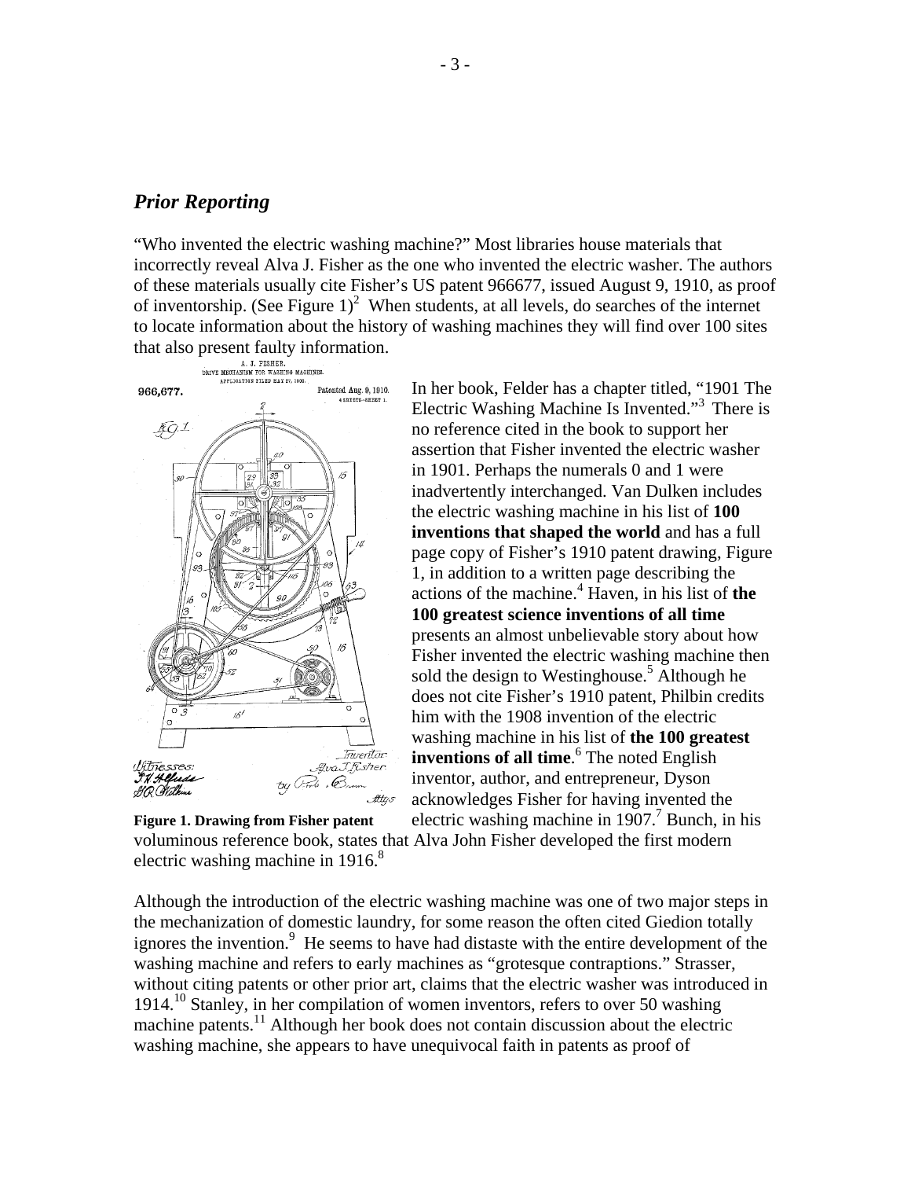## *Prior Reporting*

"Who invented the electric washing machine?" Most libraries house materials that incorrectly reveal Alva J. Fisher as the one who invented the electric washer. The authors of these materials usually cite Fisher's US patent 966677, issued August 9, 1910, as proof of inventorship. (See Figure 1)[2] When students, at all levels, do searches of the internet to locate information about the history of washing machines they will find over 100 sites that also present faulty information.

**Figure 1. Drawing from Fisher patent**

In her book, Felder has a chapter titled, "1901 The Electric Washing Machine Is Invented."[3] There is no reference cited in the book to support her assertion that Fisher invented the electric washer in 1901. Perhaps the numerals 0 and 1 were inadvertently interchanged. Van Dulken includes the electric washing machine in his list of **100 inventions that shaped the world** and has a full page copy of Fisher's 1910 patent drawing, Figure 1, in addition to a written page describing the actions of the machine.[4] Haven, in his list of **the 100 greatest science inventions of all time** presents an almost unbelievable story about how Fisher invented the electric washing machine then sold the design to Westinghouse.[5] Although he does not cite Fisher's 1910 patent, Philbin credits him with the 1908 invention of the electric washing machine in his list of **the 100 greatest inventions of all time**.[6] The noted English inventor, author, and entrepreneur, Dyson acknowledges Fisher for having invented the electric washing machine in 1907.[7] Bunch, in his voluminous reference book, states that Alva John Fisher developed the first modern electric washing machine in 1916.[8]

Although the introduction of the electric washing machine was one of two major steps in the mechanization of domestic laundry, for some reason the often cited Giedion totally ignores the invention.[9] He seems to have had distaste with the entire development of the washing machine and refers to early machines as "grotesque contraptions." Strasser, without citing patents or other prior art, claims that the electric washer was introduced in 1914.[10] Stanley, in her compilation of women inventors, refers to over 50 washing machine patents.[11] Although her book does not contain discussion about the electric washing machine, she appears to have unequivocal faith in patents as proof of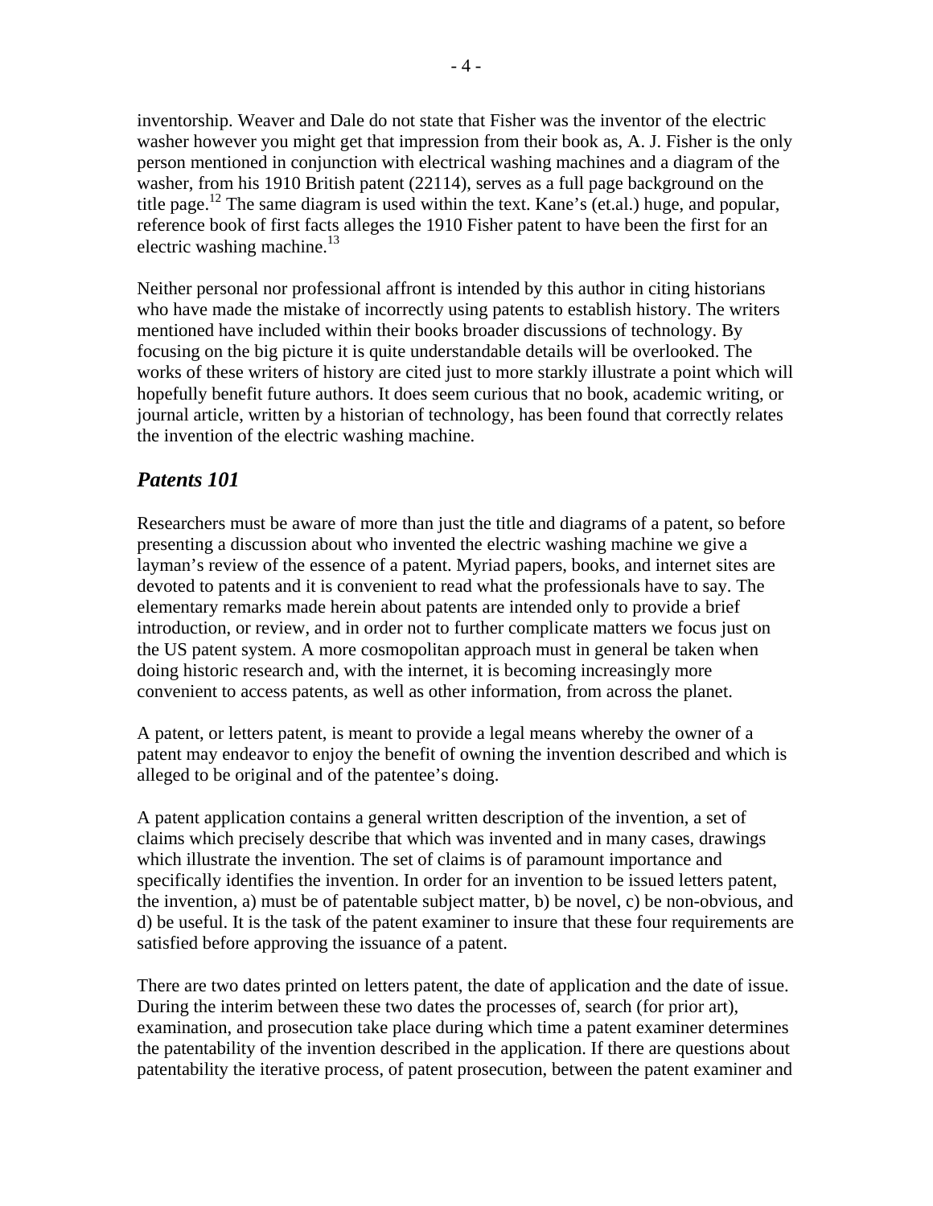inventorship. Weaver and Dale do not state that Fisher was the inventor of the electric washer however you might get that impression from their book as, A. J. Fisher is the only person mentioned in conjunction with electrical washing machines and a diagram of the washer, from his 1910 British patent (22114), serves as a full page background on the title page.[12] The same diagram is used within the text. Kane's (et.al.) huge, and popular, reference book of first facts alleges the 1910 Fisher patent to have been the first for an electric washing machine.[13]

Neither personal nor professional affront is intended by this author in citing historians who have made the mistake of incorrectly using patents to establish history. The writers mentioned have included within their books broader discussions of technology. By focusing on the big picture it is quite understandable details will be overlooked. The works of these writers of history are cited just to more starkly illustrate a point which will hopefully benefit future authors. It does seem curious that no book, academic writing, or journal article, written by a historian of technology, has been found that correctly relates the invention of the electric washing machine.

## *Patents 101*

Researchers must be aware of more than just the title and diagrams of a patent, so before presenting a discussion about who invented the electric washing machine we give a layman's review of the essence of a patent. Myriad papers, books, and internet sites are devoted to patents and it is convenient to read what the professionals have to say. The elementary remarks made herein about patents are intended only to provide a brief introduction, or review, and in order not to further complicate matters we focus just on the US patent system. A more cosmopolitan approach must in general be taken when doing historic research and, with the internet, it is becoming increasingly more convenient to access patents, as well as other information, from across the planet.

A patent, or letters patent, is meant to provide a legal means whereby the owner of a patent may endeavor to enjoy the benefit of owning the invention described and which is alleged to be original and of the patentee's doing.

A patent application contains a general written description of the invention, a set of claims which precisely describe that which was invented and in many cases, drawings which illustrate the invention. The set of claims is of paramount importance and specifically identifies the invention. In order for an invention to be issued letters patent, the invention, a) must be of patentable subject matter, b) be novel, c) be non-obvious, and d) be useful. It is the task of the patent examiner to insure that these four requirements are satisfied before approving the issuance of a patent.

There are two dates printed on letters patent, the date of application and the date of issue. During the interim between these two dates the processes of, search (for prior art), examination, and prosecution take place during which time a patent examiner determines the patentability of the invention described in the application. If there are questions about patentability the iterative process, of patent prosecution, between the patent examiner and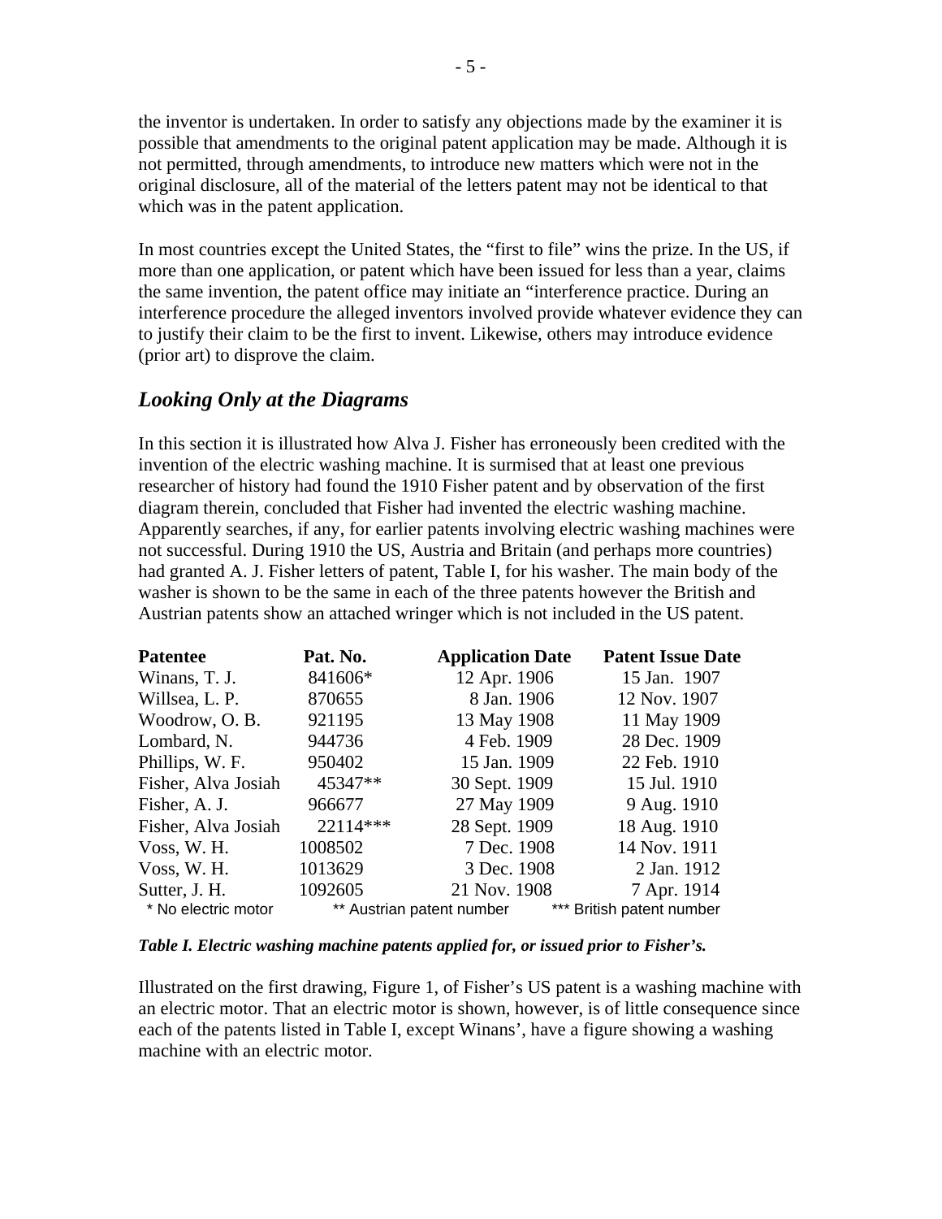the inventor is undertaken. In order to satisfy any objections made by the examiner it is possible that amendments to the original patent application may be made. Although it is not permitted, through amendments, to introduce new matters which were not in the original disclosure, all of the material of the letters patent may not be identical to that which was in the patent application.

In most countries except the United States, the "first to file" wins the prize. In the US, if more than one application, or patent which have been issued for less than a year, claims the same invention, the patent office may initiate an "interference practice. During an interference procedure the alleged inventors involved provide whatever evidence they can to justify their claim to be the first to invent. Likewise, others may introduce evidence (prior art) to disprove the claim.

## *Looking Only at the Diagrams*

In this section it is illustrated how Alva J. Fisher has erroneously been credited with the invention of the electric washing machine. It is surmised that at least one previous researcher of history had found the 1910 Fisher patent and by observation of the first diagram therein, concluded that Fisher had invented the electric washing machine. Apparently searches, if any, for earlier patents involving electric washing machines were not successful. During 1910 the US, Austria and Britain (and perhaps more countries) had granted A. J. Fisher letters of patent, Table I, for his washer. The main body of the washer is shown to be the same in each of the three patents however the British and Austrian patents show an attached wringer which is not included in the US patent.

| Patentee | Pat. No. | Application Date | Patent Issue Date |
|---|---|---|---|
| Winans, T. J. | 841606* | 12 Apr. 1906 | 15 Jan. 1907 |
| Willsea, L. P. | 870655 | 8 Jan. 1906 | 12 Nov. 1907 |
| Woodrow, O. B. | 921195 | 13 May 1908 | 11 May 1909 |
| Lombard, N. | 944736 | 4 Feb. 1909 | 28 Dec. 1909 |
| Phillips, W. F. | 950402 | 15 Jan. 1909 | 22 Feb. 1910 |
| Fisher, Alva Josiah | 45347** | 30 Sept. 1909 | 15 Jul. 1910 |
| Fisher, A. J. | 966677 | 27 May 1909 | 9 Aug. 1910 |
| Fisher, Alva Josiah | 22114*** | 28 Sept. 1909 | 18 Aug. 1910 |
| Voss, W. H. | 1008502 | 7 Dec. 1908 | 14 Nov. 1911 |
| Voss, W. H. | 1013629 | 3 Dec. 1908 | 2 Jan. 1912 |
| Sutter, J. H. | 1092605 | 21 Nov. 1908 | 7 Apr. 1914 |

\* No electric motor    ** Austrian patent number    *** British patent number

***Table I. Electric washing machine patents applied for, or issued prior to Fisher's.***

Illustrated on the first drawing, Figure 1, of Fisher's US patent is a washing machine with an electric motor. That an electric motor is shown, however, is of little consequence since each of the patents listed in Table I, except Winans', have a figure showing a washing machine with an electric motor.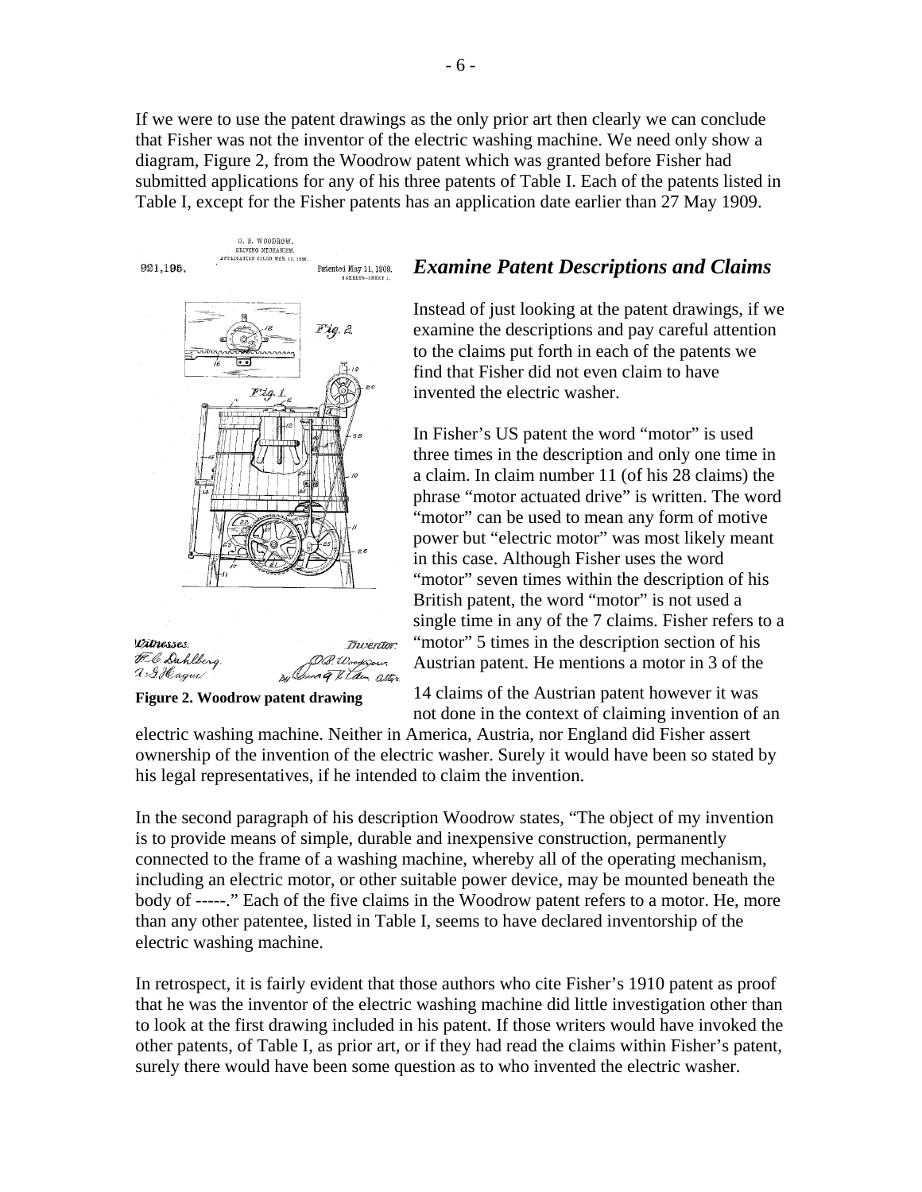If we were to use the patent drawings as the only prior art then clearly we can conclude that Fisher was not the inventor of the electric washing machine. We need only show a diagram, Figure 2, from the Woodrow patent which was granted before Fisher had submitted applications for any of his three patents of Table I. Each of the patents listed in Table I, except for the Fisher patents has an application date earlier than 27 May 1909.

**Figure 2. Woodrow patent drawing**

### *Examine Patent Descriptions and Claims*

Instead of just looking at the patent drawings, if we examine the descriptions and pay careful attention to the claims put forth in each of the patents we find that Fisher did not even claim to have invented the electric washer.

In Fisher's US patent the word "motor" is used three times in the description and only one time in a claim. In claim number 11 (of his 28 claims) the phrase "motor actuated drive" is written. The word "motor" can be used to mean any form of motive power but "electric motor" was most likely meant in this case. Although Fisher uses the word "motor" seven times within the description of his British patent, the word "motor" is not used a single time in any of the 7 claims. Fisher refers to a "motor" 5 times in the description section of his Austrian patent. He mentions a motor in 3 of the 14 claims of the Austrian patent however it was not done in the context of claiming invention of an electric washing machine. Neither in America, Austria, nor England did Fisher assert ownership of the invention of the electric washer. Surely it would have been so stated by his legal representatives, if he intended to claim the invention.

In the second paragraph of his description Woodrow states, "The object of my invention is to provide means of simple, durable and inexpensive construction, permanently connected to the frame of a washing machine, whereby all of the operating mechanism, including an electric motor, or other suitable power device, may be mounted beneath the body of -----." Each of the five claims in the Woodrow patent refers to a motor. He, more than any other patentee, listed in Table I, seems to have declared inventorship of the electric washing machine.

In retrospect, it is fairly evident that those authors who cite Fisher's 1910 patent as proof that he was the inventor of the electric washing machine did little investigation other than to look at the first drawing included in his patent. If those writers would have invoked the other patents, of Table I, as prior art, or if they had read the claims within Fisher's patent, surely there would have been some question as to who invented the electric washer.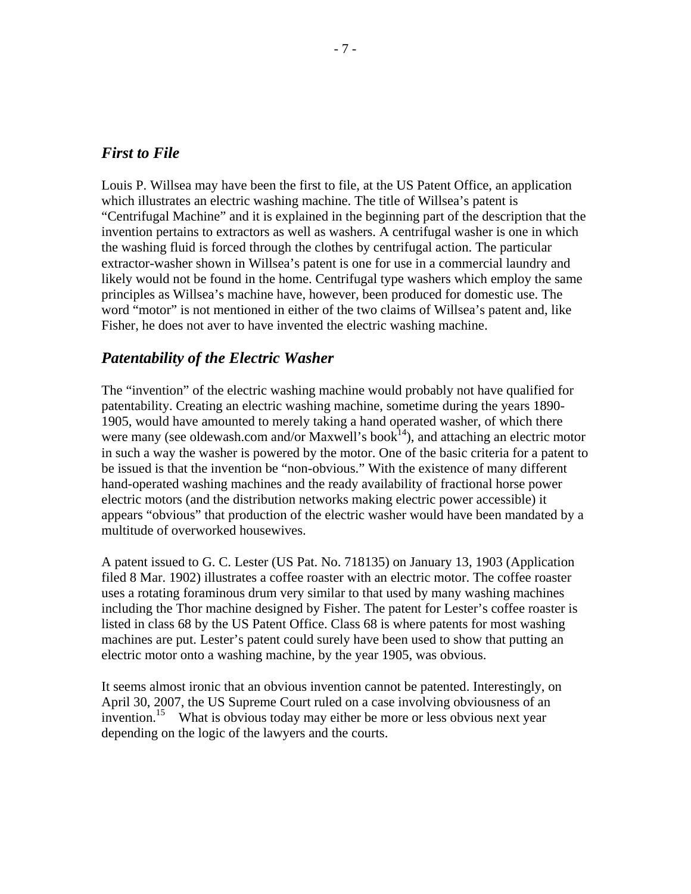## *First to File*

Louis P. Willsea may have been the first to file, at the US Patent Office, an application which illustrates an electric washing machine. The title of Willsea's patent is "Centrifugal Machine" and it is explained in the beginning part of the description that the invention pertains to extractors as well as washers. A centrifugal washer is one in which the washing fluid is forced through the clothes by centrifugal action. The particular extractor-washer shown in Willsea's patent is one for use in a commercial laundry and likely would not be found in the home. Centrifugal type washers which employ the same principles as Willsea's machine have, however, been produced for domestic use. The word "motor" is not mentioned in either of the two claims of Willsea's patent and, like Fisher, he does not aver to have invented the electric washing machine.

## *Patentability of the Electric Washer*

The "invention" of the electric washing machine would probably not have qualified for patentability. Creating an electric washing machine, sometime during the years 1890-1905, would have amounted to merely taking a hand operated washer, of which there were many (see oldewash.com and/or Maxwell's book[14]), and attaching an electric motor in such a way the washer is powered by the motor. One of the basic criteria for a patent to be issued is that the invention be "non-obvious." With the existence of many different hand-operated washing machines and the ready availability of fractional horse power electric motors (and the distribution networks making electric power accessible) it appears "obvious" that production of the electric washer would have been mandated by a multitude of overworked housewives.

A patent issued to G. C. Lester (US Pat. No. 718135) on January 13, 1903 (Application filed 8 Mar. 1902) illustrates a coffee roaster with an electric motor. The coffee roaster uses a rotating foraminous drum very similar to that used by many washing machines including the Thor machine designed by Fisher. The patent for Lester's coffee roaster is listed in class 68 by the US Patent Office. Class 68 is where patents for most washing machines are put. Lester's patent could surely have been used to show that putting an electric motor onto a washing machine, by the year 1905, was obvious.

It seems almost ironic that an obvious invention cannot be patented. Interestingly, on April 30, 2007, the US Supreme Court ruled on a case involving obviousness of an invention.[15] What is obvious today may either be more or less obvious next year depending on the logic of the lawyers and the courts.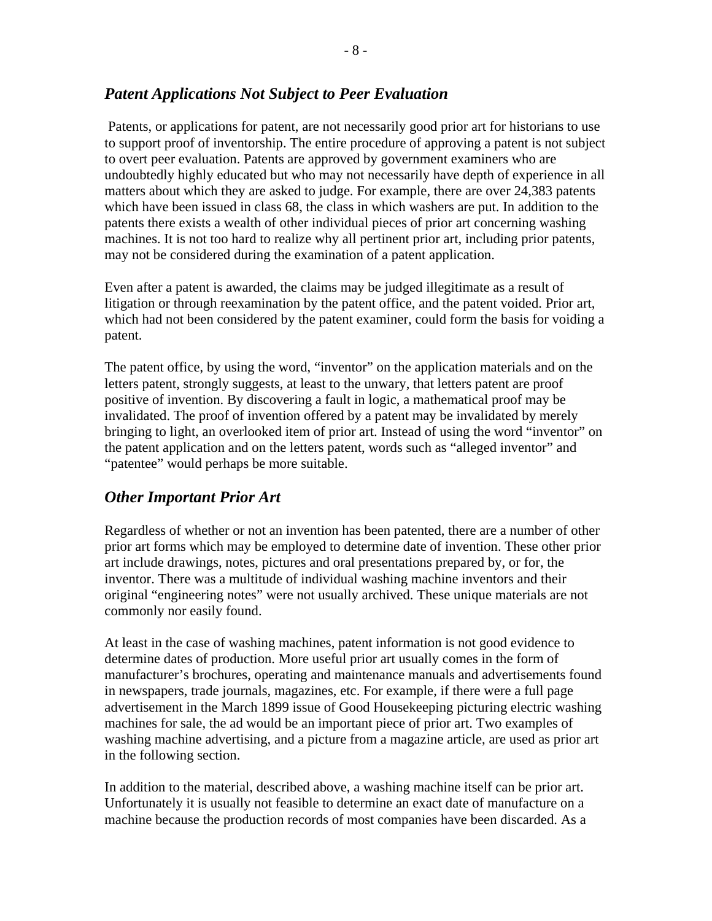## *Patent Applications Not Subject to Peer Evaluation*

Patents, or applications for patent, are not necessarily good prior art for historians to use to support proof of inventorship. The entire procedure of approving a patent is not subject to overt peer evaluation. Patents are approved by government examiners who are undoubtedly highly educated but who may not necessarily have depth of experience in all matters about which they are asked to judge. For example, there are over 24,383 patents which have been issued in class 68, the class in which washers are put. In addition to the patents there exists a wealth of other individual pieces of prior art concerning washing machines. It is not too hard to realize why all pertinent prior art, including prior patents, may not be considered during the examination of a patent application.

Even after a patent is awarded, the claims may be judged illegitimate as a result of litigation or through reexamination by the patent office, and the patent voided. Prior art, which had not been considered by the patent examiner, could form the basis for voiding a patent.

The patent office, by using the word, "inventor" on the application materials and on the letters patent, strongly suggests, at least to the unwary, that letters patent are proof positive of invention. By discovering a fault in logic, a mathematical proof may be invalidated. The proof of invention offered by a patent may be invalidated by merely bringing to light, an overlooked item of prior art. Instead of using the word "inventor" on the patent application and on the letters patent, words such as "alleged inventor" and "patentee" would perhaps be more suitable.

## *Other Important Prior Art*

Regardless of whether or not an invention has been patented, there are a number of other prior art forms which may be employed to determine date of invention. These other prior art include drawings, notes, pictures and oral presentations prepared by, or for, the inventor. There was a multitude of individual washing machine inventors and their original "engineering notes" were not usually archived. These unique materials are not commonly nor easily found.

At least in the case of washing machines, patent information is not good evidence to determine dates of production. More useful prior art usually comes in the form of manufacturer's brochures, operating and maintenance manuals and advertisements found in newspapers, trade journals, magazines, etc. For example, if there were a full page advertisement in the March 1899 issue of Good Housekeeping picturing electric washing machines for sale, the ad would be an important piece of prior art. Two examples of washing machine advertising, and a picture from a magazine article, are used as prior art in the following section.

In addition to the material, described above, a washing machine itself can be prior art. Unfortunately it is usually not feasible to determine an exact date of manufacture on a machine because the production records of most companies have been discarded. As a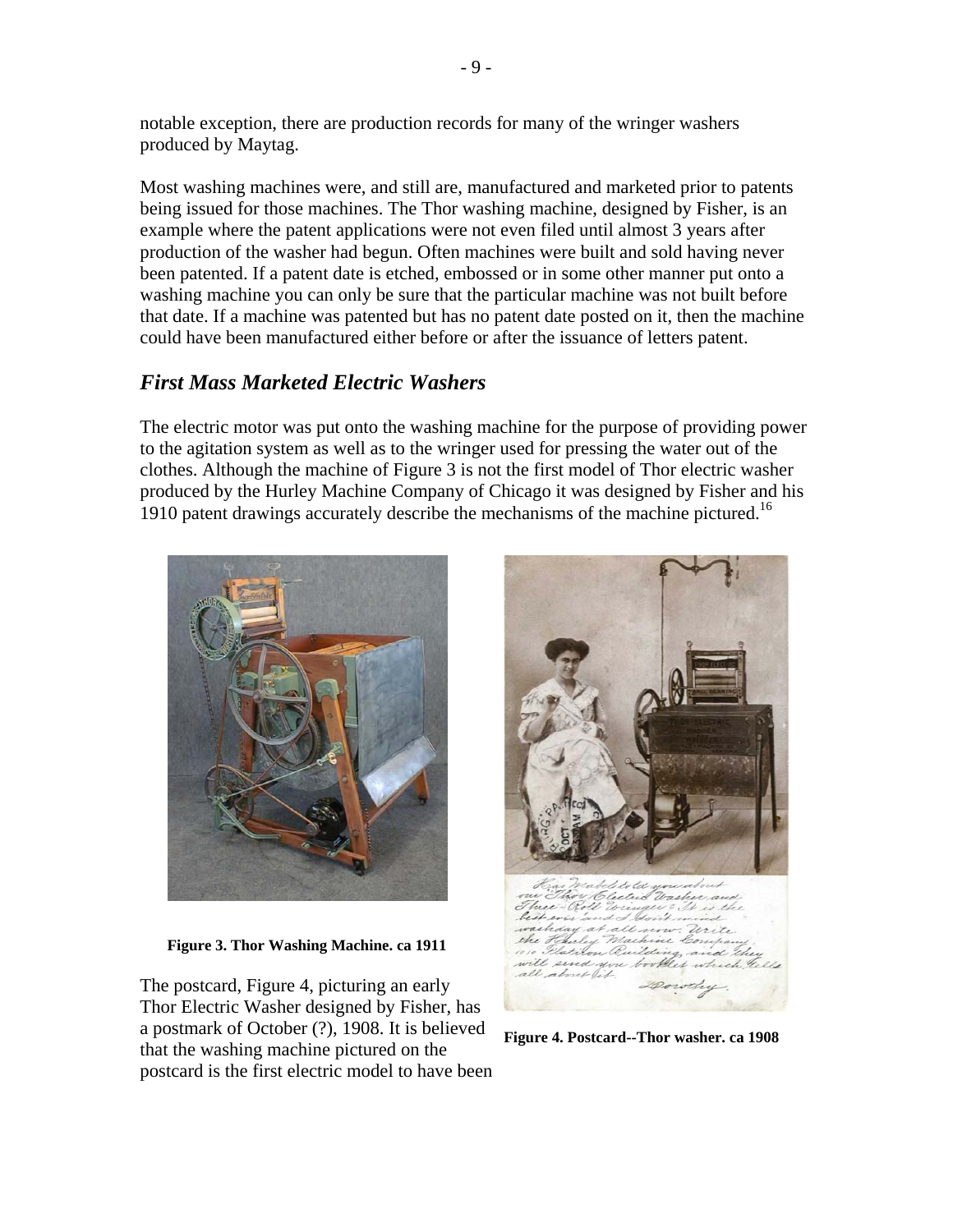notable exception, there are production records for many of the wringer washers produced by Maytag.

Most washing machines were, and still are, manufactured and marketed prior to patents being issued for those machines. The Thor washing machine, designed by Fisher, is an example where the patent applications were not even filed until almost 3 years after production of the washer had begun. Often machines were built and sold having never been patented. If a patent date is etched, embossed or in some other manner put onto a washing machine you can only be sure that the particular machine was not built before that date. If a machine was patented but has no patent date posted on it, then the machine could have been manufactured either before or after the issuance of letters patent.

## *First Mass Marketed Electric Washers*

The electric motor was put onto the washing machine for the purpose of providing power to the agitation system as well as to the wringer used for pressing the water out of the clothes. Although the machine of Figure 3 is not the first model of Thor electric washer produced by the Hurley Machine Company of Chicago it was designed by Fisher and his 1910 patent drawings accurately describe the mechanisms of the machine pictured.[16]

**Figure 3. Thor Washing Machine. ca 1911**

**Figure 4. Postcard--Thor washer. ca 1908**

The postcard, Figure 4, picturing an early Thor Electric Washer designed by Fisher, has a postmark of October (?), 1908. It is believed that the washing machine pictured on the postcard is the first electric model to have been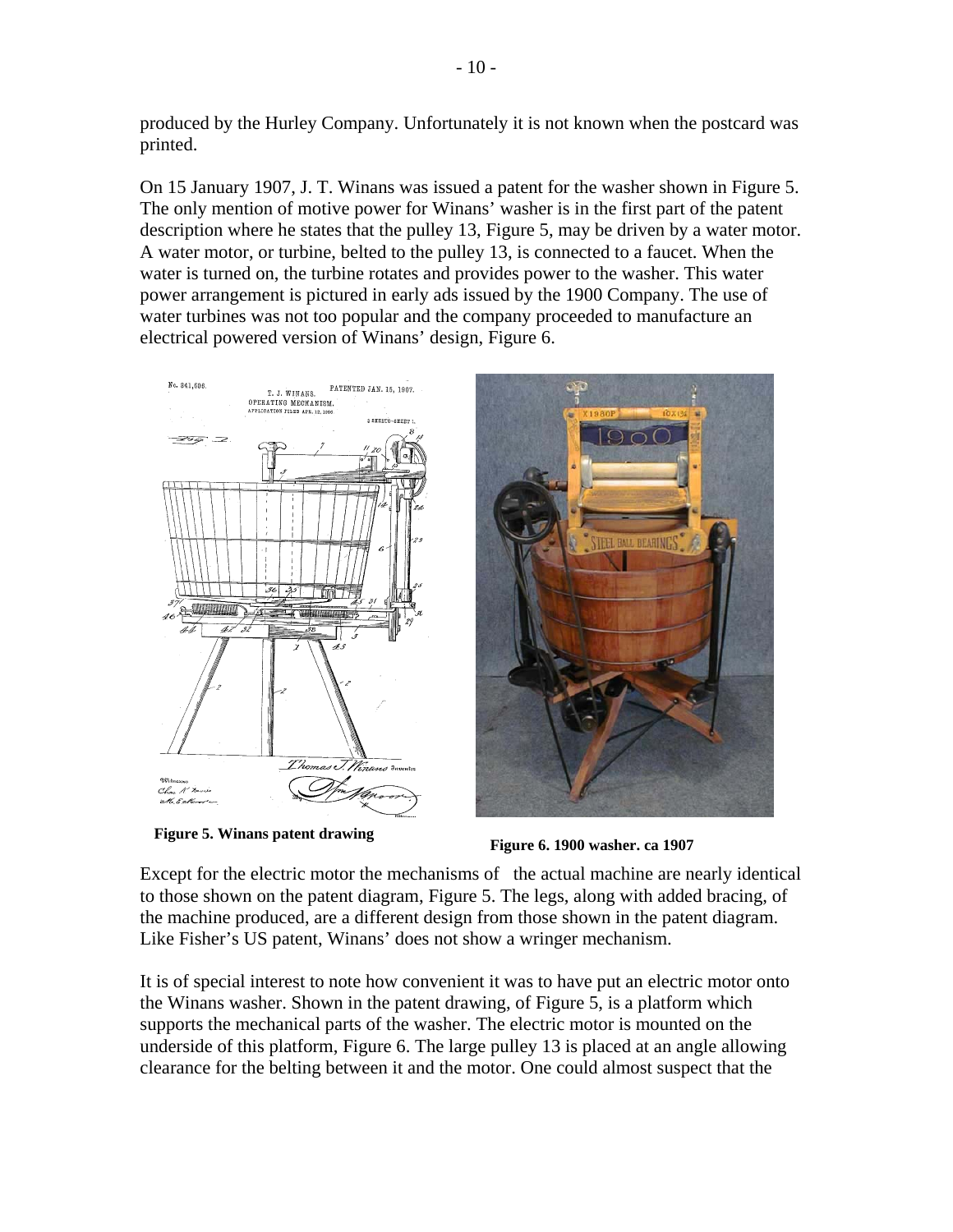produced by the Hurley Company. Unfortunately it is not known when the postcard was printed.

On 15 January 1907, J. T. Winans was issued a patent for the washer shown in Figure 5. The only mention of motive power for Winans' washer is in the first part of the patent description where he states that the pulley 13, Figure 5, may be driven by a water motor. A water motor, or turbine, belted to the pulley 13, is connected to a faucet. When the water is turned on, the turbine rotates and provides power to the washer. This water power arrangement is pictured in early ads issued by the 1900 Company. The use of water turbines was not too popular and the company proceeded to manufacture an electrical powered version of Winans' design, Figure 6.

**Figure 5. Winans patent drawing**

**Figure 6. 1900 washer. ca 1907**

Except for the electric motor the mechanisms of the actual machine are nearly identical to those shown on the patent diagram, Figure 5. The legs, along with added bracing, of the machine produced, are a different design from those shown in the patent diagram. Like Fisher's US patent, Winans' does not show a wringer mechanism.

It is of special interest to note how convenient it was to have put an electric motor onto the Winans washer. Shown in the patent drawing, of Figure 5, is a platform which supports the mechanical parts of the washer. The electric motor is mounted on the underside of this platform, Figure 6. The large pulley 13 is placed at an angle allowing clearance for the belting between it and the motor. One could almost suspect that the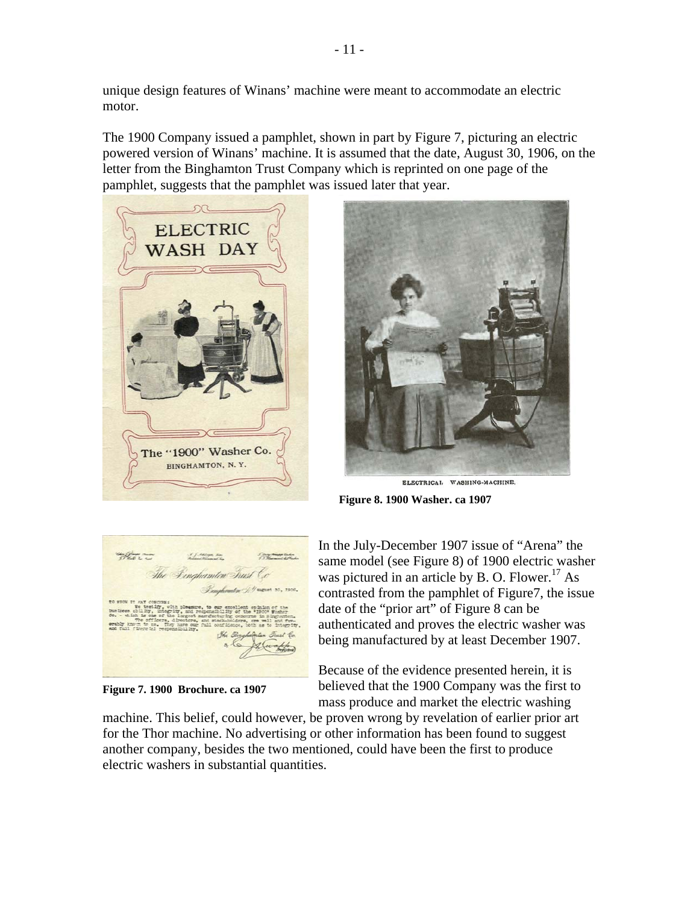unique design features of Winans' machine were meant to accommodate an electric motor.

The 1900 Company issued a pamphlet, shown in part by Figure 7, picturing an electric powered version of Winans' machine. It is assumed that the date, August 30, 1906, on the letter from the Binghamton Trust Company which is reprinted on one page of the pamphlet, suggests that the pamphlet was issued later that year.

ELECTRICAL WASHING-MACHINE.

**Figure 8. 1900 Washer. ca 1907**

**Figure 7. 1900 Brochure. ca 1907**

In the July-December 1907 issue of "Arena" the same model (see Figure 8) of 1900 electric washer was pictured in an article by B. O. Flower.[17] As contrasted from the pamphlet of Figure7, the issue date of the "prior art" of Figure 8 can be authenticated and proves the electric washer was being manufactured by at least December 1907.

Because of the evidence presented herein, it is believed that the 1900 Company was the first to mass produce and market the electric washing machine. This belief, could however, be proven wrong by revelation of earlier prior art for the Thor machine. No advertising or other information has been found to suggest another company, besides the two mentioned, could have been the first to produce electric washers in substantial quantities.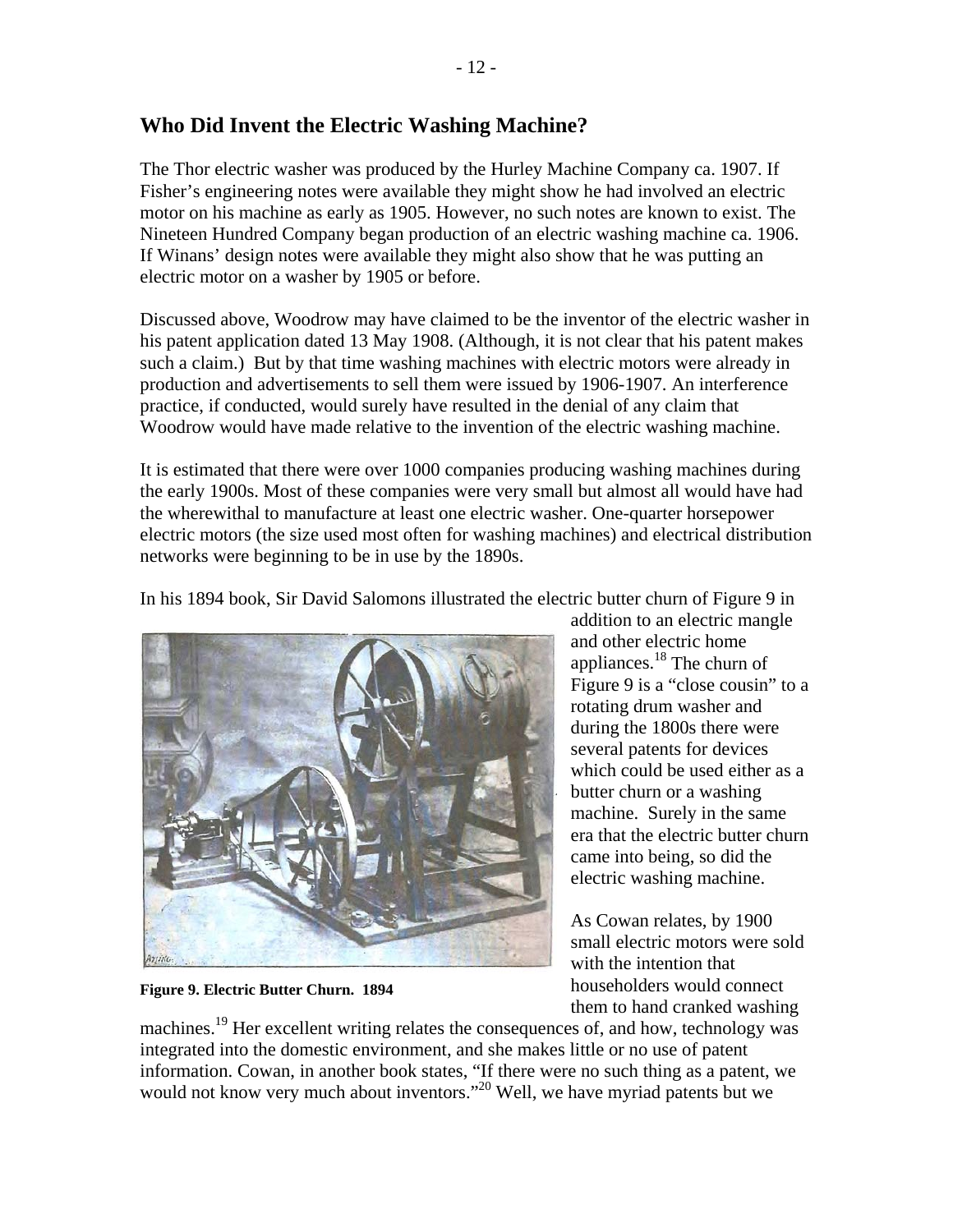## Who Did Invent the Electric Washing Machine?

The Thor electric washer was produced by the Hurley Machine Company ca. 1907. If Fisher's engineering notes were available they might show he had involved an electric motor on his machine as early as 1905. However, no such notes are known to exist. The Nineteen Hundred Company began production of an electric washing machine ca. 1906. If Winans' design notes were available they might also show that he was putting an electric motor on a washer by 1905 or before.

Discussed above, Woodrow may have claimed to be the inventor of the electric washer in his patent application dated 13 May 1908. (Although, it is not clear that his patent makes such a claim.) But by that time washing machines with electric motors were already in production and advertisements to sell them were issued by 1906-1907. An interference practice, if conducted, would surely have resulted in the denial of any claim that Woodrow would have made relative to the invention of the electric washing machine.

It is estimated that there were over 1000 companies producing washing machines during the early 1900s. Most of these companies were very small but almost all would have had the wherewithal to manufacture at least one electric washer. One-quarter horsepower electric motors (the size used most often for washing machines) and electrical distribution networks were beginning to be in use by the 1890s.

In his 1894 book, Sir David Salomons illustrated the electric butter churn of Figure 9 in addition to an electric mangle and other electric home appliances.[18] The churn of Figure 9 is a "close cousin" to a rotating drum washer and during the 1800s there were several patents for devices which could be used either as a butter churn or a washing machine. Surely in the same era that the electric butter churn came into being, so did the electric washing machine.

**Figure 9. Electric Butter Churn. 1894**

As Cowan relates, by 1900 small electric motors were sold with the intention that householders would connect them to hand cranked washing machines.[19] Her excellent writing relates the consequences of, and how, technology was integrated into the domestic environment, and she makes little or no use of patent information. Cowan, in another book states, "If there were no such thing as a patent, we would not know very much about inventors."[20] Well, we have myriad patents but we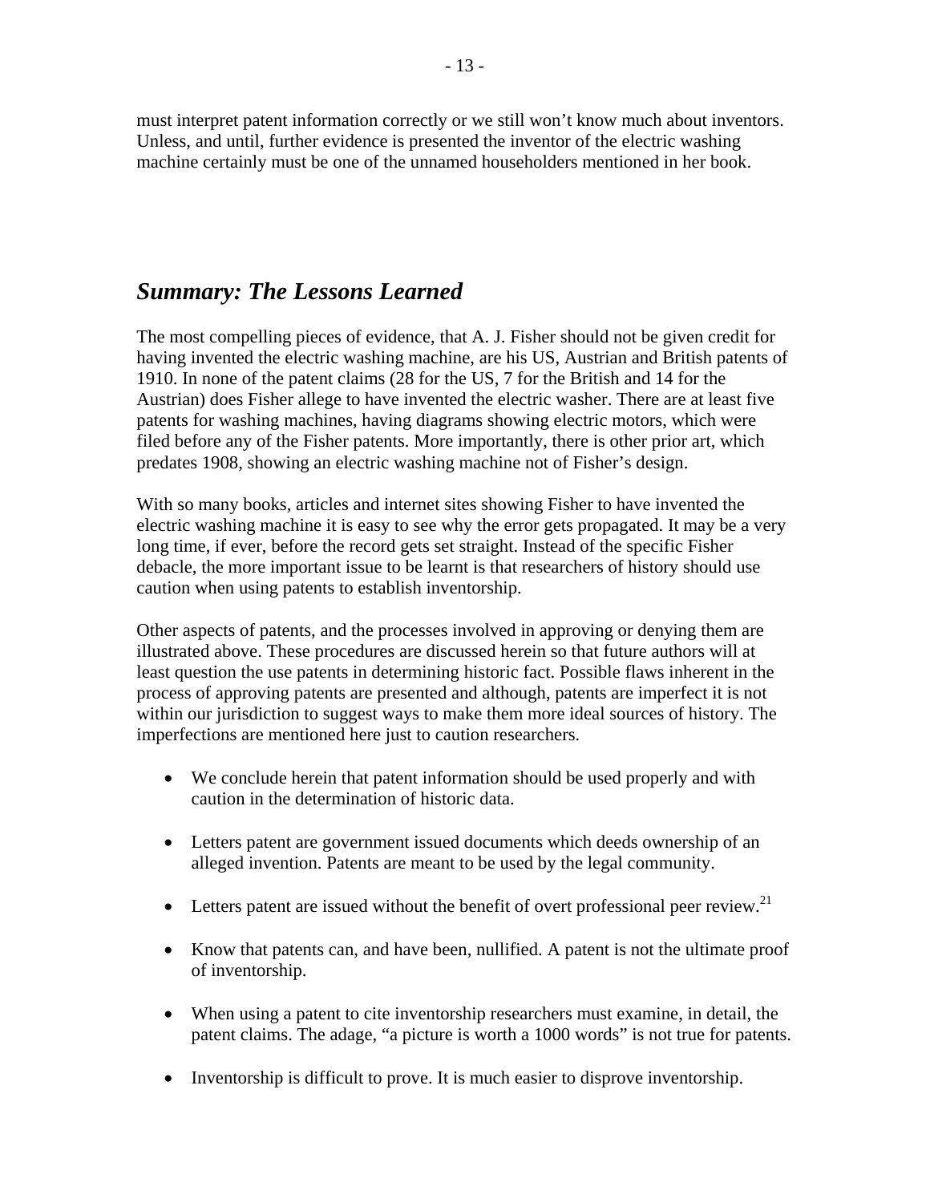must interpret patent information correctly or we still won't know much about inventors. Unless, and until, further evidence is presented the inventor of the electric washing machine certainly must be one of the unnamed householders mentioned in her book.

## *Summary: The Lessons Learned*

The most compelling pieces of evidence, that A. J. Fisher should not be given credit for having invented the electric washing machine, are his US, Austrian and British patents of 1910. In none of the patent claims (28 for the US, 7 for the British and 14 for the Austrian) does Fisher allege to have invented the electric washer. There are at least five patents for washing machines, having diagrams showing electric motors, which were filed before any of the Fisher patents. More importantly, there is other prior art, which predates 1908, showing an electric washing machine not of Fisher's design.

With so many books, articles and internet sites showing Fisher to have invented the electric washing machine it is easy to see why the error gets propagated. It may be a very long time, if ever, before the record gets set straight. Instead of the specific Fisher debacle, the more important issue to be learnt is that researchers of history should use caution when using patents to establish inventorship.

Other aspects of patents, and the processes involved in approving or denying them are illustrated above. These procedures are discussed herein so that future authors will at least question the use patents in determining historic fact. Possible flaws inherent in the process of approving patents are presented and although, patents are imperfect it is not within our jurisdiction to suggest ways to make them more ideal sources of history. The imperfections are mentioned here just to caution researchers.

- We conclude herein that patent information should be used properly and with caution in the determination of historic data.
- Letters patent are government issued documents which deeds ownership of an alleged invention. Patents are meant to be used by the legal community.
- Letters patent are issued without the benefit of overt professional peer review.[21]
- Know that patents can, and have been, nullified. A patent is not the ultimate proof of inventorship.
- When using a patent to cite inventorship researchers must examine, in detail, the patent claims. The adage, "a picture is worth a 1000 words" is not true for patents.
- Inventorship is difficult to prove. It is much easier to disprove inventorship.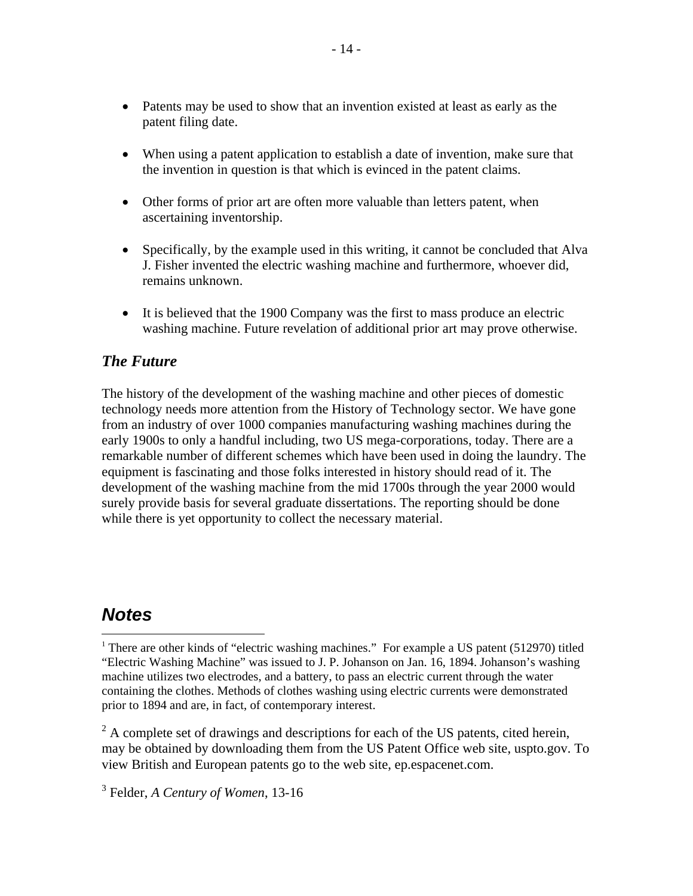- Patents may be used to show that an invention existed at least as early as the patent filing date.

- When using a patent application to establish a date of invention, make sure that the invention in question is that which is evinced in the patent claims.

- Other forms of prior art are often more valuable than letters patent, when ascertaining inventorship.

- Specifically, by the example used in this writing, it cannot be concluded that Alva J. Fisher invented the electric washing machine and furthermore, whoever did, remains unknown.

- It is believed that the 1900 Company was the first to mass produce an electric washing machine. Future revelation of additional prior art may prove otherwise.

### *The Future*

The history of the development of the washing machine and other pieces of domestic technology needs more attention from the History of Technology sector. We have gone from an industry of over 1000 companies manufacturing washing machines during the early 1900s to only a handful including, two US mega-corporations, today. There are a remarkable number of different schemes which have been used in doing the laundry. The equipment is fascinating and those folks interested in history should read of it. The development of the washing machine from the mid 1700s through the year 2000 would surely provide basis for several graduate dissertations. The reporting should be done while there is yet opportunity to collect the necessary material.

## *Notes*

[1] There are other kinds of "electric washing machines." For example a US patent (512970) titled "Electric Washing Machine" was issued to J. P. Johanson on Jan. 16, 1894. Johanson's washing machine utilizes two electrodes, and a battery, to pass an electric current through the water containing the clothes. Methods of clothes washing using electric currents were demonstrated prior to 1894 and are, in fact, of contemporary interest.

[2] A complete set of drawings and descriptions for each of the US patents, cited herein, may be obtained by downloading them from the US Patent Office web site, uspto.gov. To view British and European patents go to the web site, ep.espacenet.com.

[3] Felder, *A Century of Women*, 13-16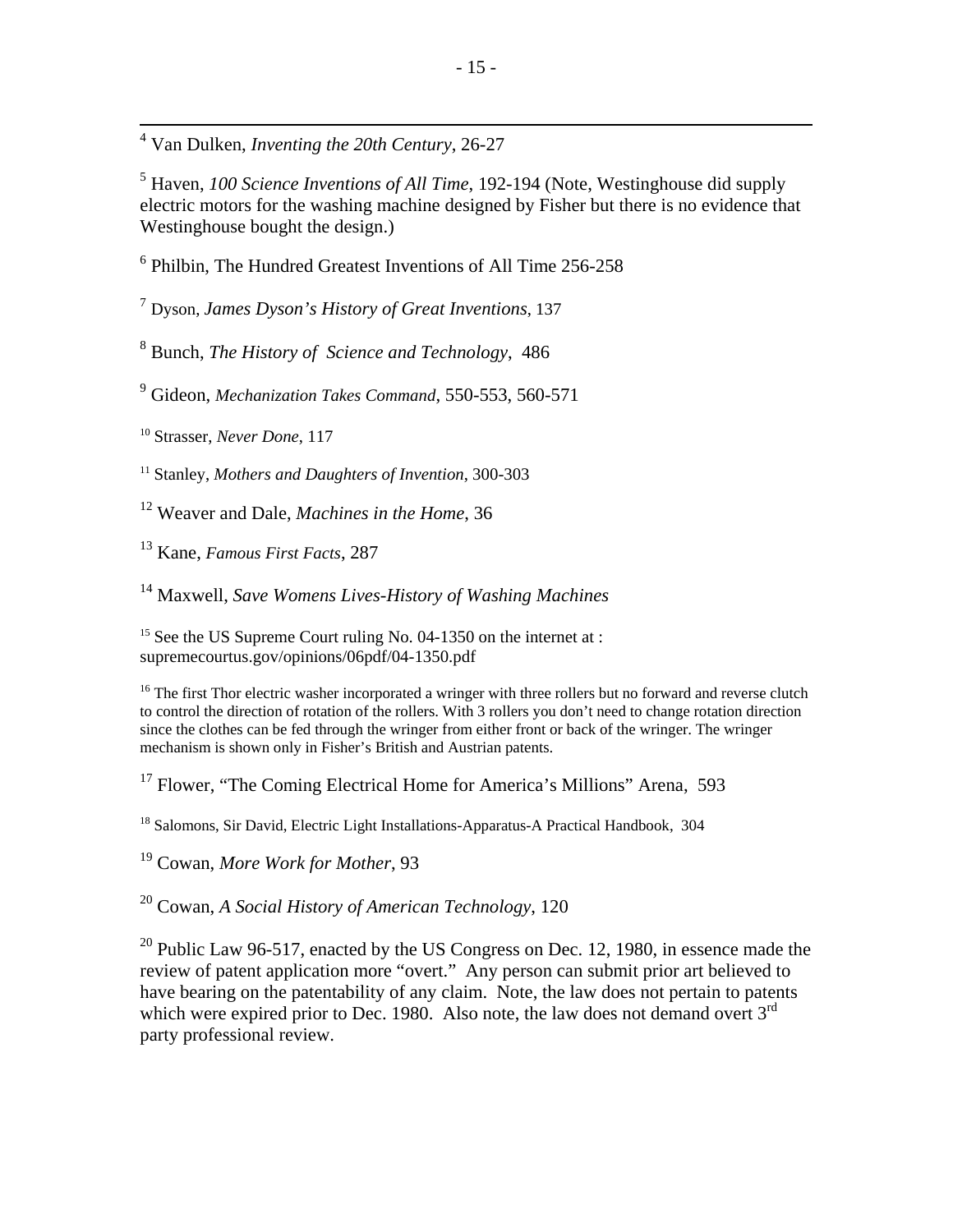[4] Van Dulken, *Inventing the 20th Century*, 26-27

[5] Haven, *100 Science Inventions of All Time*, 192-194 (Note, Westinghouse did supply electric motors for the washing machine designed by Fisher but there is no evidence that Westinghouse bought the design.)

[6] Philbin, The Hundred Greatest Inventions of All Time 256-258

[7] Dyson, *James Dyson's History of Great Inventions*, 137

[8] Bunch, *The History of Science and Technology*, 486

[9] Gideon, *Mechanization Takes Command*, 550-553, 560-571

[10] Strasser, *Never Done*, 117

[11] Stanley, *Mothers and Daughters of Invention*, 300-303

[12] Weaver and Dale, *Machines in the Home*, 36

[13] Kane, *Famous First Facts*, 287

[14] Maxwell, *Save Womens Lives-History of Washing Machines*

[15] See the US Supreme Court ruling No. 04-1350 on the internet at : supremecourtus.gov/opinions/06pdf/04-1350.pdf

[16] The first Thor electric washer incorporated a wringer with three rollers but no forward and reverse clutch to control the direction of rotation of the rollers. With 3 rollers you don't need to change rotation direction since the clothes can be fed through the wringer from either front or back of the wringer. The wringer mechanism is shown only in Fisher's British and Austrian patents.

[17] Flower, "The Coming Electrical Home for America's Millions" Arena, 593

[18] Salomons, Sir David, Electric Light Installations-Apparatus-A Practical Handbook, 304

[19] Cowan, *More Work for Mother*, 93

[20] Cowan, *A Social History of American Technology*, 120

[20] Public Law 96-517, enacted by the US Congress on Dec. 12, 1980, in essence made the review of patent application more "overt." Any person can submit prior art believed to have bearing on the patentability of any claim. Note, the law does not pertain to patents which were expired prior to Dec. 1980. Also note, the law does not demand overt 3rd party professional review.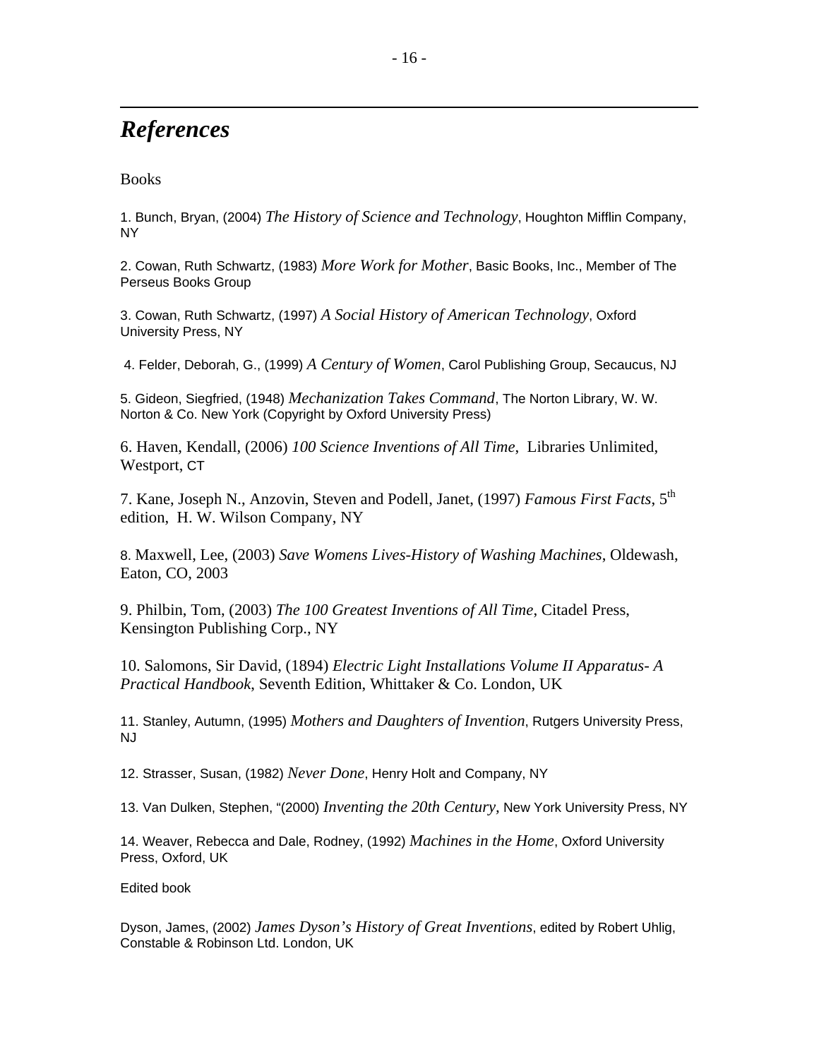## *References*

Books

1. Bunch, Bryan, (2004) *The History of Science and Technology*, Houghton Mifflin Company, NY

2. Cowan, Ruth Schwartz, (1983) *More Work for Mother*, Basic Books, Inc., Member of The Perseus Books Group

3. Cowan, Ruth Schwartz, (1997) *A Social History of American Technology*, Oxford University Press, NY

4. Felder, Deborah, G., (1999) *A Century of Women*, Carol Publishing Group, Secaucus, NJ

5. Gideon, Siegfried, (1948) *Mechanization Takes Command*, The Norton Library, W. W. Norton & Co. New York (Copyright by Oxford University Press)

6. Haven, Kendall, (2006) *100 Science Inventions of All Time*, Libraries Unlimited, Westport, CT

7. Kane, Joseph N., Anzovin, Steven and Podell, Janet, (1997) *Famous First Facts*, 5th edition, H. W. Wilson Company, NY

8. Maxwell, Lee, (2003) *Save Womens Lives-History of Washing Machines*, Oldewash, Eaton, CO, 2003

9. Philbin, Tom, (2003) *The 100 Greatest Inventions of All Time*, Citadel Press, Kensington Publishing Corp., NY

10. Salomons, Sir David, (1894) *Electric Light Installations Volume II Apparatus- A Practical Handbook*, Seventh Edition, Whittaker & Co. London, UK

11. Stanley, Autumn, (1995) *Mothers and Daughters of Invention*, Rutgers University Press, NJ

12. Strasser, Susan, (1982) *Never Done*, Henry Holt and Company, NY

13. Van Dulken, Stephen, "(2000) *Inventing the 20th Century*, New York University Press, NY

14. Weaver, Rebecca and Dale, Rodney, (1992) *Machines in the Home*, Oxford University Press, Oxford, UK

Edited book

Dyson, James, (2002) *James Dyson's History of Great Inventions*, edited by Robert Uhlig, Constable & Robinson Ltd. London, UK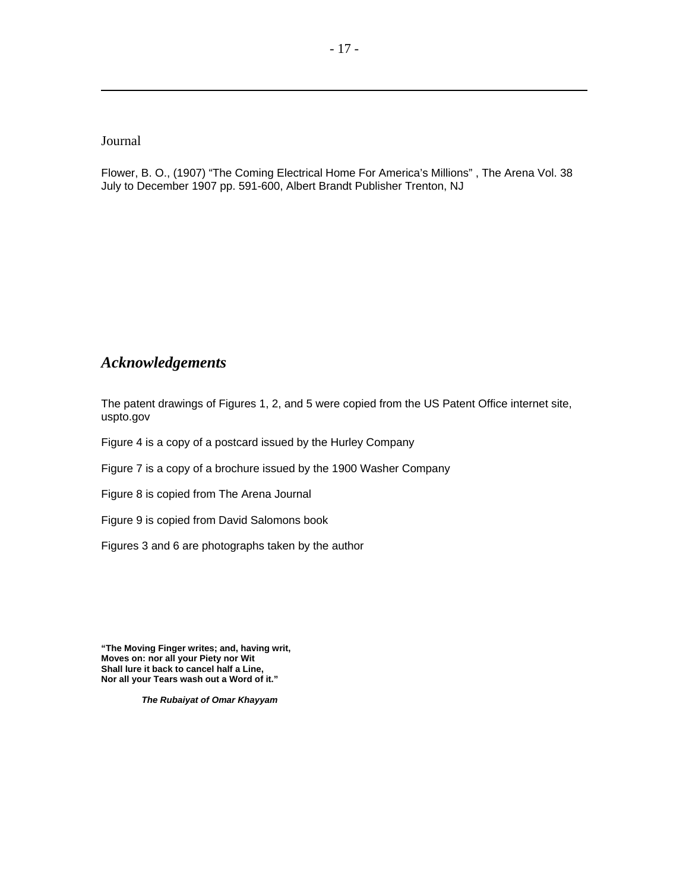Journal

Flower, B. O., (1907) “The Coming Electrical Home For America’s Millions” , The Arena Vol. 38 July to December 1907 pp. 591-600, Albert Brandt Publisher Trenton, NJ

## *Acknowledgements*

The patent drawings of Figures 1, 2, and 5 were copied from the US Patent Office internet site, uspto.gov

Figure 4 is a copy of a postcard issued by the Hurley Company

Figure 7 is a copy of a brochure issued by the 1900 Washer Company

Figure 8 is copied from The Arena Journal

Figure 9 is copied from David Salomons book

Figures 3 and 6 are photographs taken by the author

**“The Moving Finger writes; and, having writ,**
**Moves on: nor all your Piety nor Wit**
**Shall lure it back to cancel half a Line,**
**Nor all your Tears wash out a Word of it.”**

***The Rubaiyat of Omar Khayyam***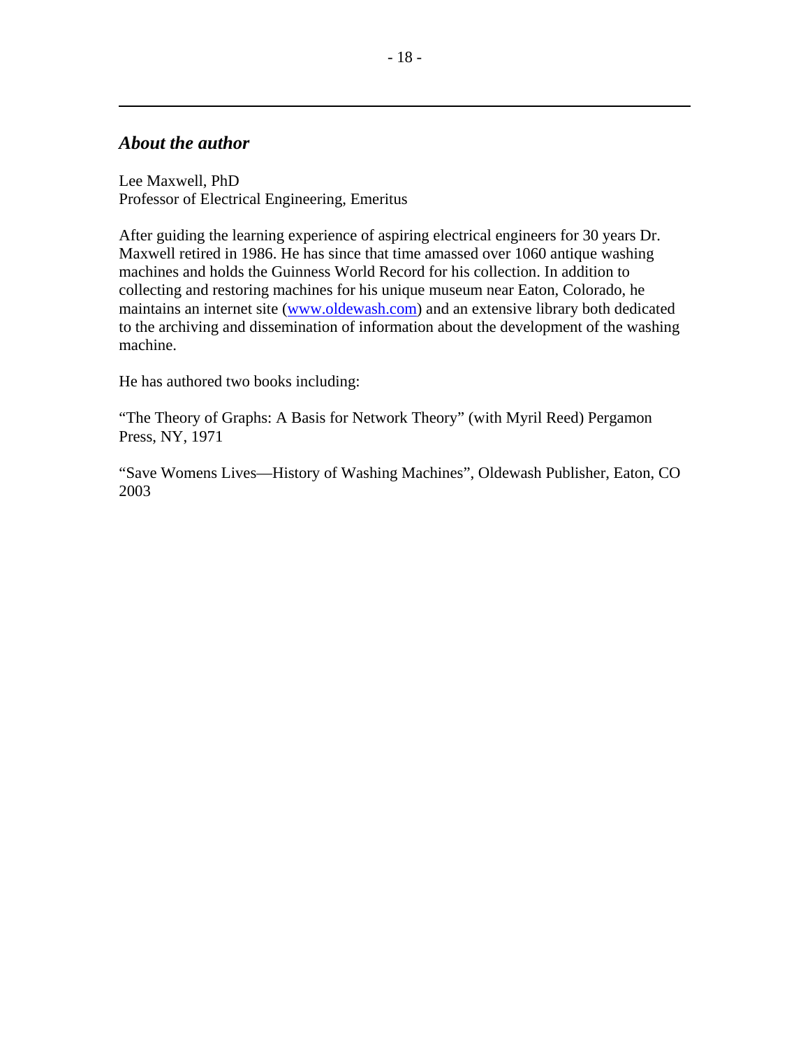## *About the author*

Lee Maxwell, PhD
Professor of Electrical Engineering, Emeritus

After guiding the learning experience of aspiring electrical engineers for 30 years Dr. Maxwell retired in 1986. He has since that time amassed over 1060 antique washing machines and holds the Guinness World Record for his collection. In addition to collecting and restoring machines for his unique museum near Eaton, Colorado, he maintains an internet site (www.oldewash.com) and an extensive library both dedicated to the archiving and dissemination of information about the development of the washing machine.

He has authored two books including:

"The Theory of Graphs: A Basis for Network Theory" (with Myril Reed) Pergamon Press, NY, 1971

"Save Womens Lives—History of Washing Machines", Oldewash Publisher, Eaton, CO 2003